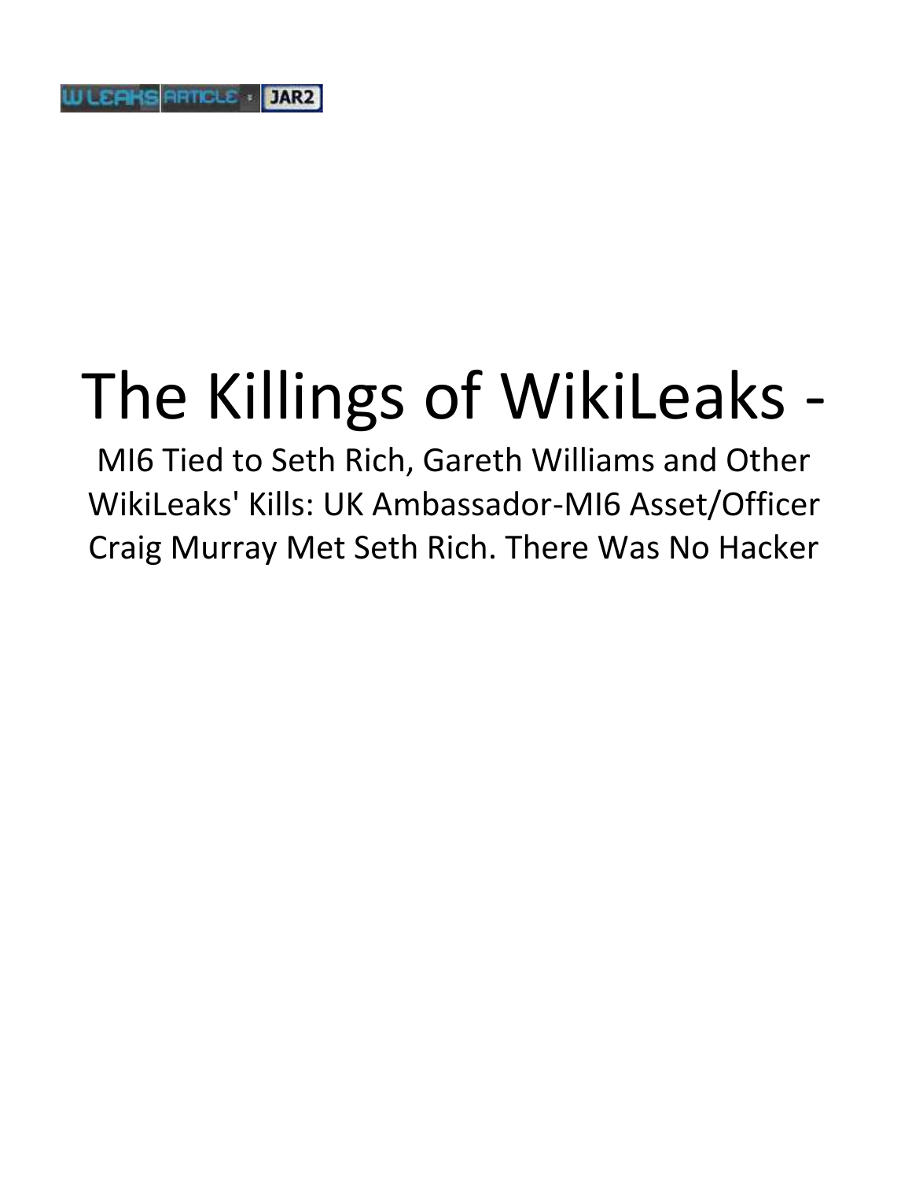W LEAKS ARTICLE : JAR2

# The Killings of WikiLeaks -

## MI6 Tied to Seth Rich, Gareth Williams and Other WikiLeaks' Kills: UK Ambassador-MI6 Asset/Officer Craig Murray Met Seth Rich. There Was No Hacker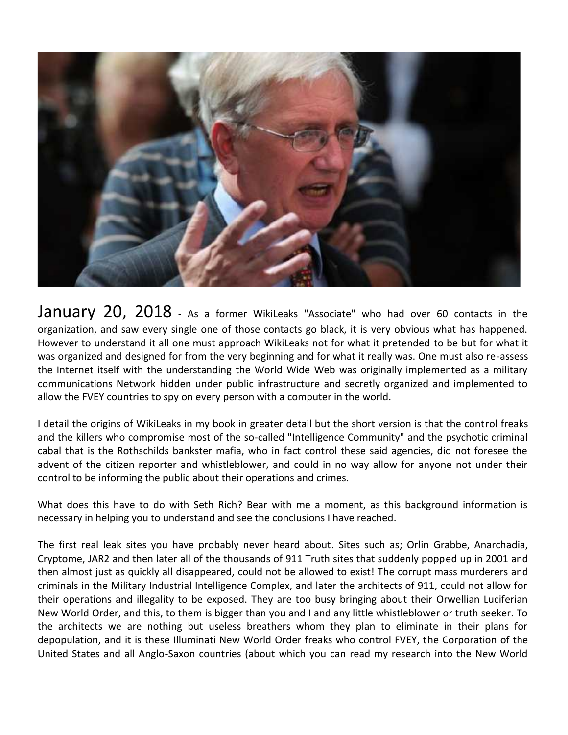January 20, 2018 - As a former WikiLeaks "Associate" who had over 60 contacts in the organization, and saw every single one of those contacts go black, it is very obvious what has happened. However to understand it all one must approach WikiLeaks not for what it pretended to be but for what it was organized and designed for from the very beginning and for what it really was. One must also re-assess the Internet itself with the understanding the World Wide Web was originally implemented as a military communications Network hidden under public infrastructure and secretly organized and implemented to allow the FVEY countries to spy on every person with a computer in the world.

I detail the origins of WikiLeaks in my book in greater detail but the short version is that the control freaks and the killers who compromise most of the so-called "Intelligence Community" and the psychotic criminal cabal that is the Rothschilds bankster mafia, who in fact control these said agencies, did not foresee the advent of the citizen reporter and whistleblower, and could in no way allow for anyone not under their control to be informing the public about their operations and crimes.

What does this have to do with Seth Rich? Bear with me a moment, as this background information is necessary in helping you to understand and see the conclusions I have reached.

The first real leak sites you have probably never heard about. Sites such as; Orlin Grabbe, Anarchadia, Cryptome, JAR2 and then later all of the thousands of 911 Truth sites that suddenly popped up in 2001 and then almost just as quickly all disappeared, could not be allowed to exist! The corrupt mass murderers and criminals in the Military Industrial Intelligence Complex, and later the architects of 911, could not allow for their operations and illegality to be exposed. They are too busy bringing about their Orwellian Luciferian New World Order, and this, to them is bigger than you and I and any little whistleblower or truth seeker. To the architects we are nothing but useless breathers whom they plan to eliminate in their plans for depopulation, and it is these Illuminati New World Order freaks who control FVEY, the Corporation of the United States and all Anglo-Saxon countries (about which you can read my research into the New World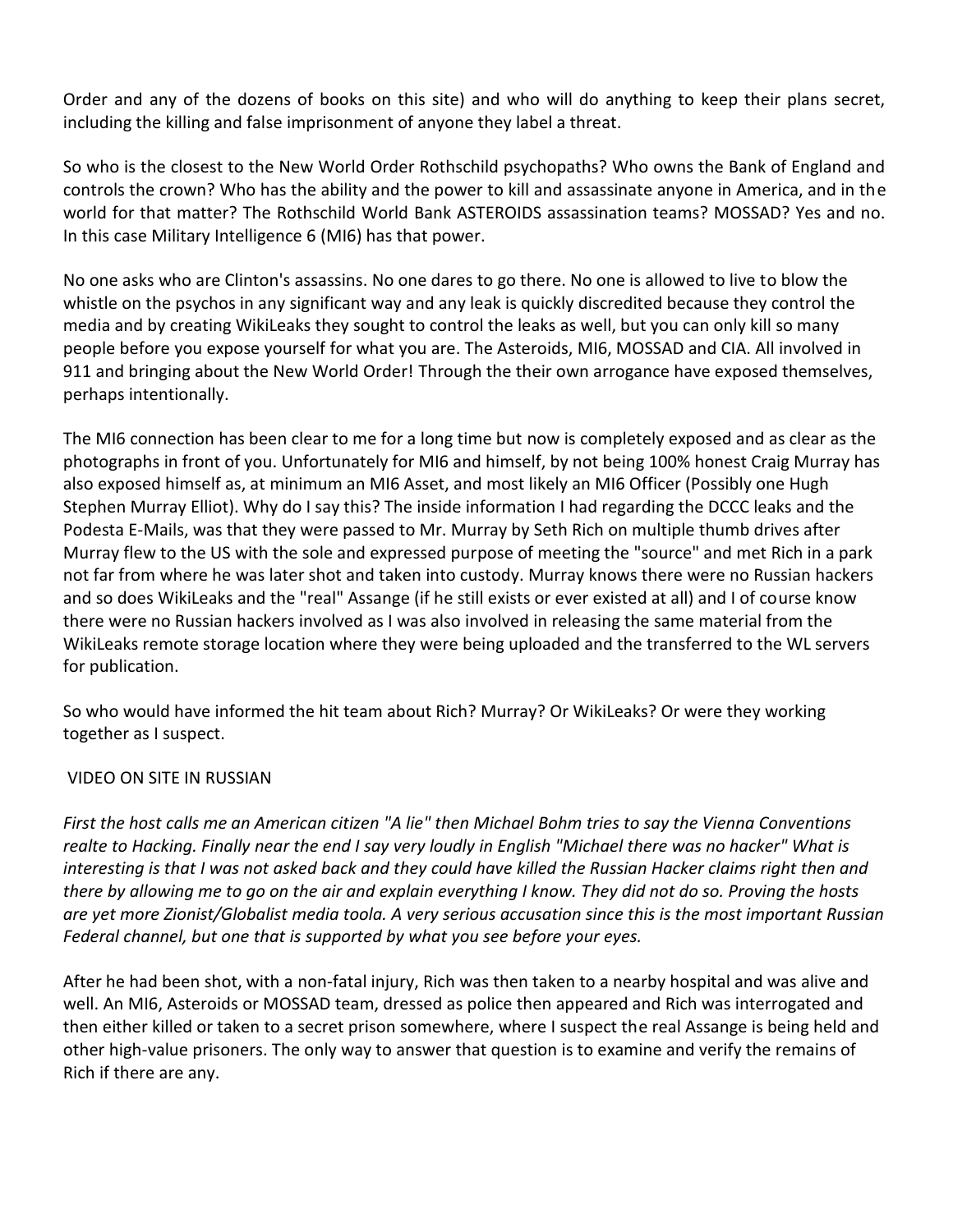Order and any of the dozens of books on this site) and who will do anything to keep their plans secret, including the killing and false imprisonment of anyone they label a threat.

So who is the closest to the New World Order Rothschild psychopaths? Who owns the Bank of England and controls the crown? Who has the ability and the power to kill and assassinate anyone in America, and in the world for that matter? The Rothschild World Bank ASTEROIDS assassination teams? MOSSAD? Yes and no. In this case Military Intelligence 6 (MI6) has that power.

No one asks who are Clinton's assassins. No one dares to go there. No one is allowed to live to blow the whistle on the psychos in any significant way and any leak is quickly discredited because they control the media and by creating WikiLeaks they sought to control the leaks as well, but you can only kill so many people before you expose yourself for what you are. The Asteroids, MI6, MOSSAD and CIA. All involved in 911 and bringing about the New World Order! Through the their own arrogance have exposed themselves, perhaps intentionally.

The MI6 connection has been clear to me for a long time but now is completely exposed and as clear as the photographs in front of you. Unfortunately for MI6 and himself, by not being 100% honest Craig Murray has also exposed himself as, at minimum an MI6 Asset, and most likely an MI6 Officer (Possibly one Hugh Stephen Murray Elliot). Why do I say this? The inside information I had regarding the DCCC leaks and the Podesta E-Mails, was that they were passed to Mr. Murray by Seth Rich on multiple thumb drives after Murray flew to the US with the sole and expressed purpose of meeting the "source" and met Rich in a park not far from where he was later shot and taken into custody. Murray knows there were no Russian hackers and so does WikiLeaks and the "real" Assange (if he still exists or ever existed at all) and I of course know there were no Russian hackers involved as I was also involved in releasing the same material from the WikiLeaks remote storage location where they were being uploaded and the transferred to the WL servers for publication.

So who would have informed the hit team about Rich? Murray? Or WikiLeaks? Or were they working together as I suspect.

VIDEO ON SITE IN RUSSIAN

*First the host calls me an American citizen "A lie" then Michael Bohm tries to say the Vienna Conventions realte to Hacking. Finally near the end I say very loudly in English "Michael there was no hacker" What is interesting is that I was not asked back and they could have killed the Russian Hacker claims right then and there by allowing me to go on the air and explain everything I know. They did not do so. Proving the hosts are yet more Zionist/Globalist media toola. A very serious accusation since this is the most important Russian Federal channel, but one that is supported by what you see before your eyes.*

After he had been shot, with a non-fatal injury, Rich was then taken to a nearby hospital and was alive and well. An MI6, Asteroids or MOSSAD team, dressed as police then appeared and Rich was interrogated and then either killed or taken to a secret prison somewhere, where I suspect the real Assange is being held and other high-value prisoners. The only way to answer that question is to examine and verify the remains of Rich if there are any.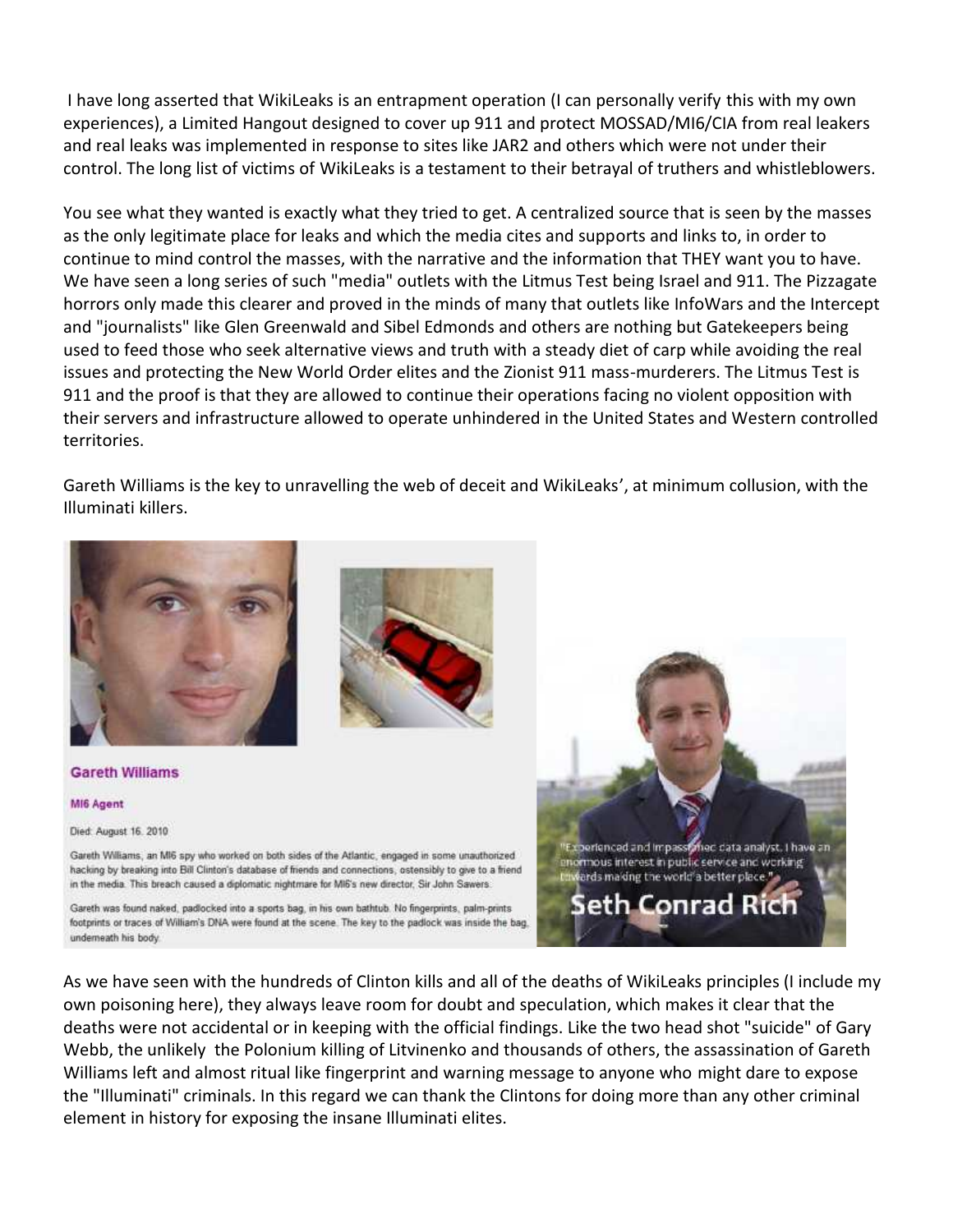I have long asserted that WikiLeaks is an entrapment operation (I can personally verify this with my own experiences), a Limited Hangout designed to cover up 911 and protect MOSSAD/MI6/CIA from real leakers and real leaks was implemented in response to sites like JAR2 and others which were not under their control. The long list of victims of WikiLeaks is a testament to their betrayal of truthers and whistleblowers.

You see what they wanted is exactly what they tried to get. A centralized source that is seen by the masses as the only legitimate place for leaks and which the media cites and supports and links to, in order to continue to mind control the masses, with the narrative and the information that THEY want you to have. We have seen a long series of such "media" outlets with the Litmus Test being Israel and 911. The Pizzagate horrors only made this clearer and proved in the minds of many that outlets like InfoWars and the Intercept and "journalists" like Glen Greenwald and Sibel Edmonds and others are nothing but Gatekeepers being used to feed those who seek alternative views and truth with a steady diet of carp while avoiding the real issues and protecting the New World Order elites and the Zionist 911 mass-murderers. The Litmus Test is 911 and the proof is that they are allowed to continue their operations facing no violent opposition with their servers and infrastructure allowed to operate unhindered in the United States and Western controlled territories.

Gareth Williams is the key to unravelling the web of deceit and WikiLeaks', at minimum collusion, with the Illuminati killers.

**Gareth Williams**

**MI6 Agent**

Died: August 16, 2010

Gareth Williams, an MI6 spy who worked on both sides of the Atlantic, engaged in some unauthorized hacking by breaking into Bill Clinton's database of friends and connections, ostensibly to give to a friend in the media. This breach caused a diplomatic nightmare for MI6's new director, Sir John Sawers.

Gareth was found naked, padlocked into a sports bag, in his own bathtub. No fingerprints, palm-prints footprints or traces of William's DNA were found at the scene. The key to the padlock was inside the bag, underneath his body.

"Experienced and impassioned data analyst. I have an enormous interest in public service and working towards making the world a better place."

**Seth Conrad Rich**

As we have seen with the hundreds of Clinton kills and all of the deaths of WikiLeaks principles (I include my own poisoning here), they always leave room for doubt and speculation, which makes it clear that the deaths were not accidental or in keeping with the official findings. Like the two head shot "suicide" of Gary Webb, the unlikely the Polonium killing of Litvinenko and thousands of others, the assassination of Gareth Williams left and almost ritual like fingerprint and warning message to anyone who might dare to expose the "Illuminati" criminals. In this regard we can thank the Clintons for doing more than any other criminal element in history for exposing the insane Illuminati elites.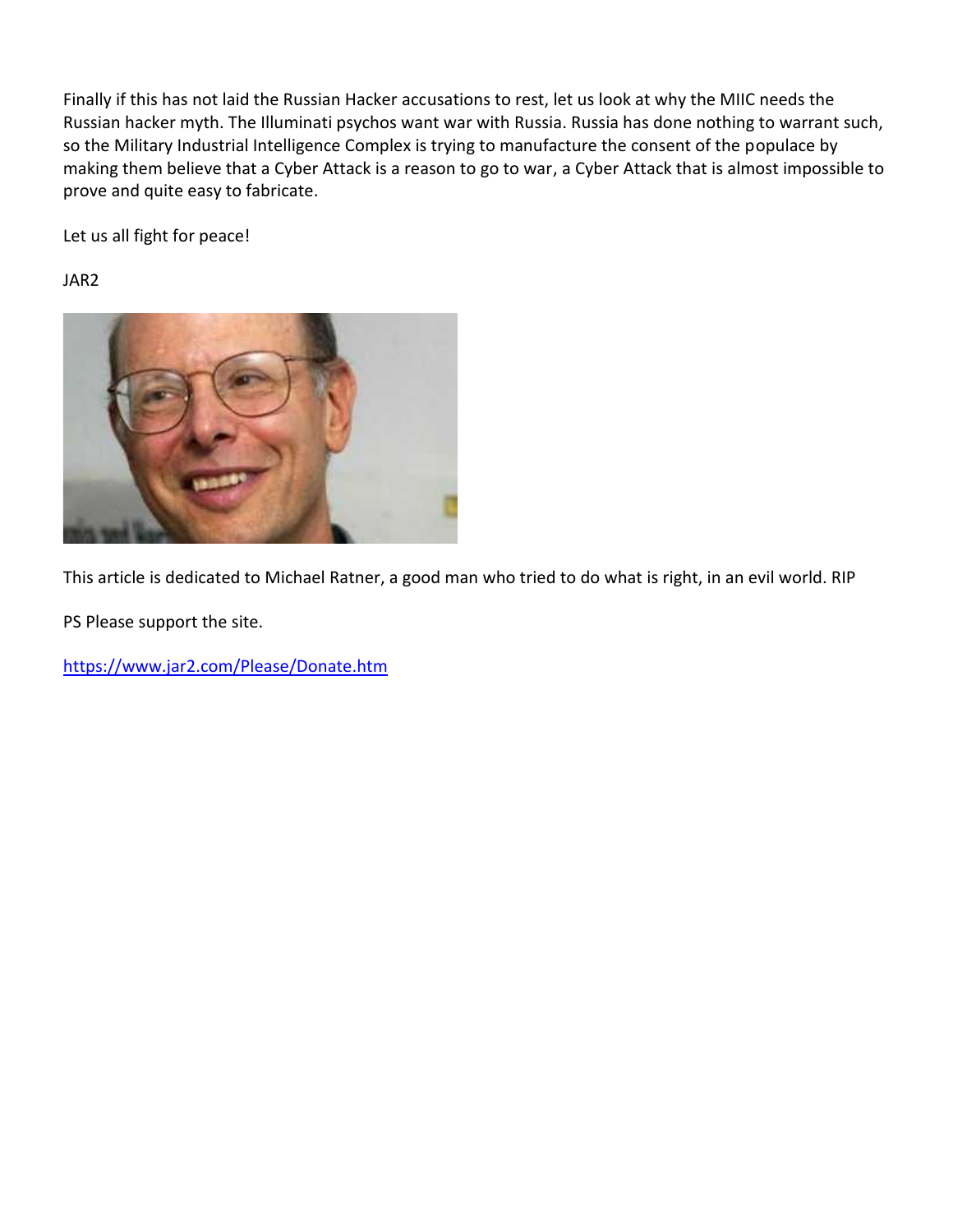Finally if this has not laid the Russian Hacker accusations to rest, let us look at why the MIIC needs the Russian hacker myth. The Illuminati psychos want war with Russia. Russia has done nothing to warrant such, so the Military Industrial Intelligence Complex is trying to manufacture the consent of the populace by making them believe that a Cyber Attack is a reason to go to war, a Cyber Attack that is almost impossible to prove and quite easy to fabricate.

Let us all fight for peace!

JAR2

This article is dedicated to Michael Ratner, a good man who tried to do what is right, in an evil world. RIP

PS Please support the site.

[https://www.jar2.com/Please/Donate.htm](https://www.jar2.com/Please/Donate.htm)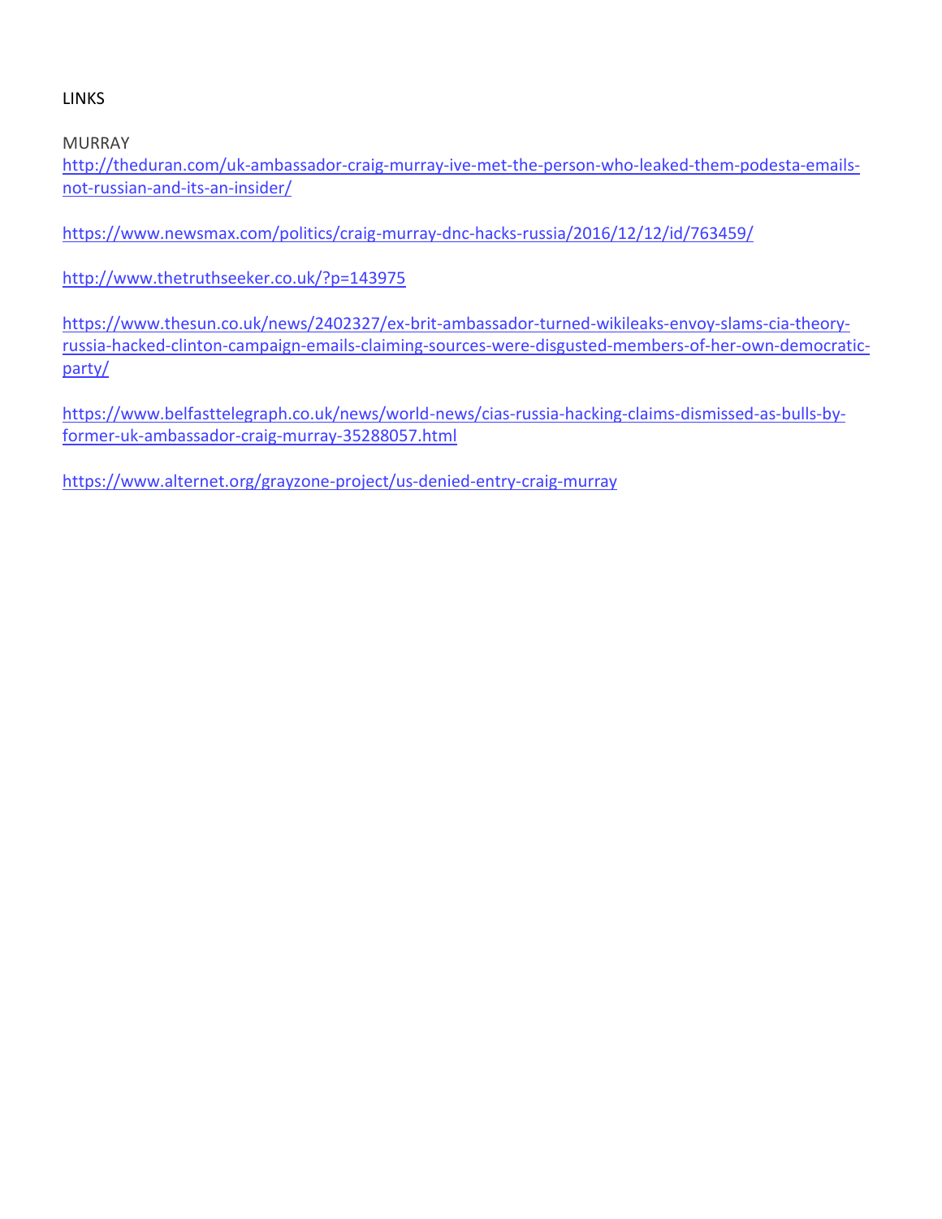LINKS

MURRAY

http://theduran.com/uk-ambassador-craig-murray-ive-met-the-person-who-leaked-them-podesta-emails-not-russian-and-its-an-insider/

https://www.newsmax.com/politics/craig-murray-dnc-hacks-russia/2016/12/12/id/763459/

http://www.thetruthseeker.co.uk/?p=143975

https://www.thesun.co.uk/news/2402327/ex-brit-ambassador-turned-wikileaks-envoy-slams-cia-theory-russia-hacked-clinton-campaign-emails-claiming-sources-were-disgusted-members-of-her-own-democratic-party/

https://www.belfasttelegraph.co.uk/news/world-news/cias-russia-hacking-claims-dismissed-as-bulls-by-former-uk-ambassador-craig-murray-35288057.html

https://www.alternet.org/grayzone-project/us-denied-entry-craig-murray